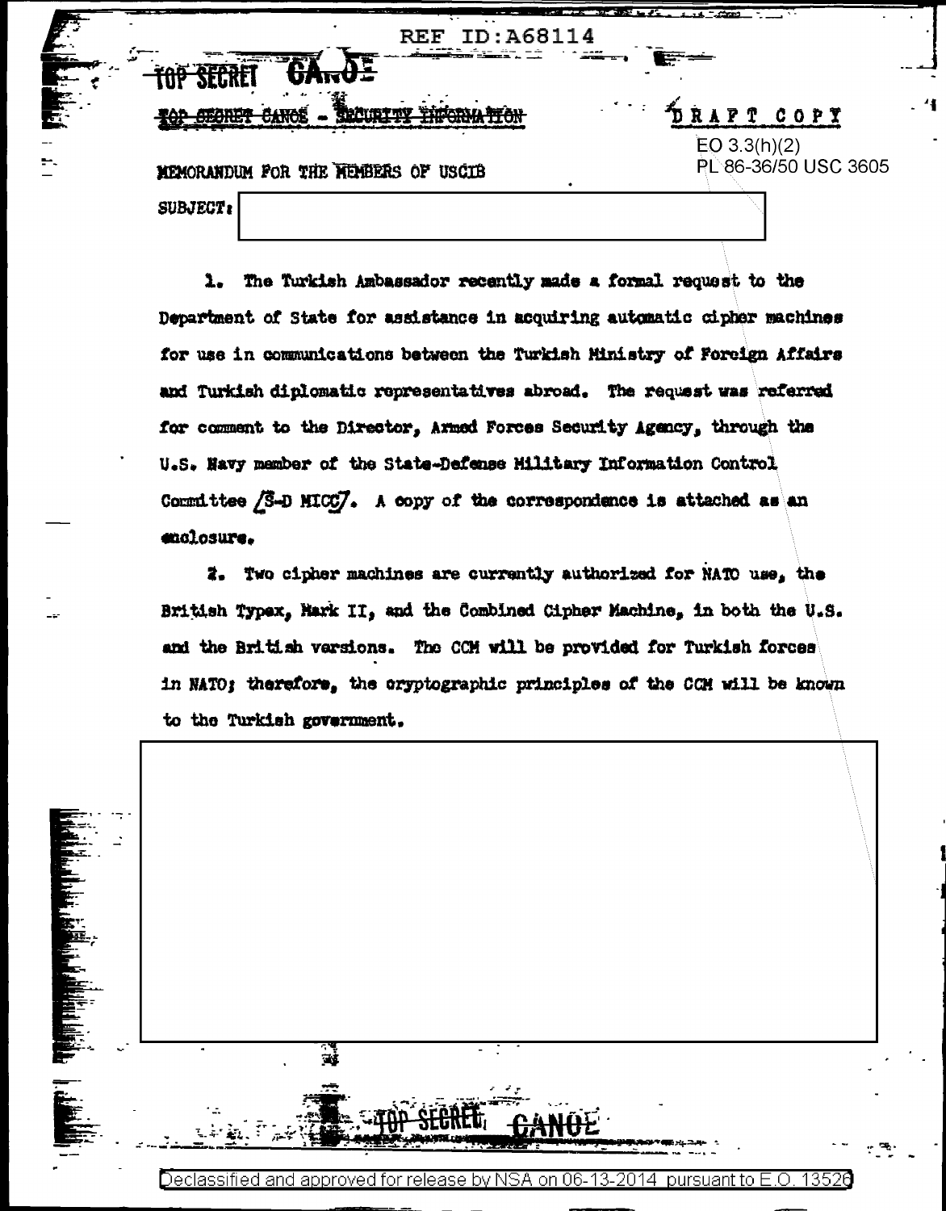REF ID:A68114

~~TOP SECRET~~ CANOE

~~TOP SECRET CANOE - SECURITY INFORMATION~~

DRAFT COPY

EO 3.3(h)(2)
PL 86-36/50 USC 3605

MEMORANDUM FOR THE MEMBERS OF USCIB

SUBJECT:

1. The Turkish Ambassador recently made a formal request to the Department of State for assistance in acquiring automatic cipher machines for use in communications between the Turkish Ministry of Foreign Affairs and Turkish diplomatic representatives abroad. The request was referred for comment to the Director, Armed Forces Security Agency, through the U.S. Navy member of the State-Defense Military Information Control Committee [S-D MICC]. A copy of the correspondence is attached as an enclosure.

2. Two cipher machines are currently authorized for NATO use, the British Typex, Mark II, and the Combined Cipher Machine, in both the U.S. and the British versions. The CCM will be provided for Turkish forces in NATO; therefore, the cryptographic principles of the CCM will be known to the Turkish government.

TOP SECRET CANOE

Declassified and approved for release by NSA on 06-13-2014 pursuant to E.O. 13526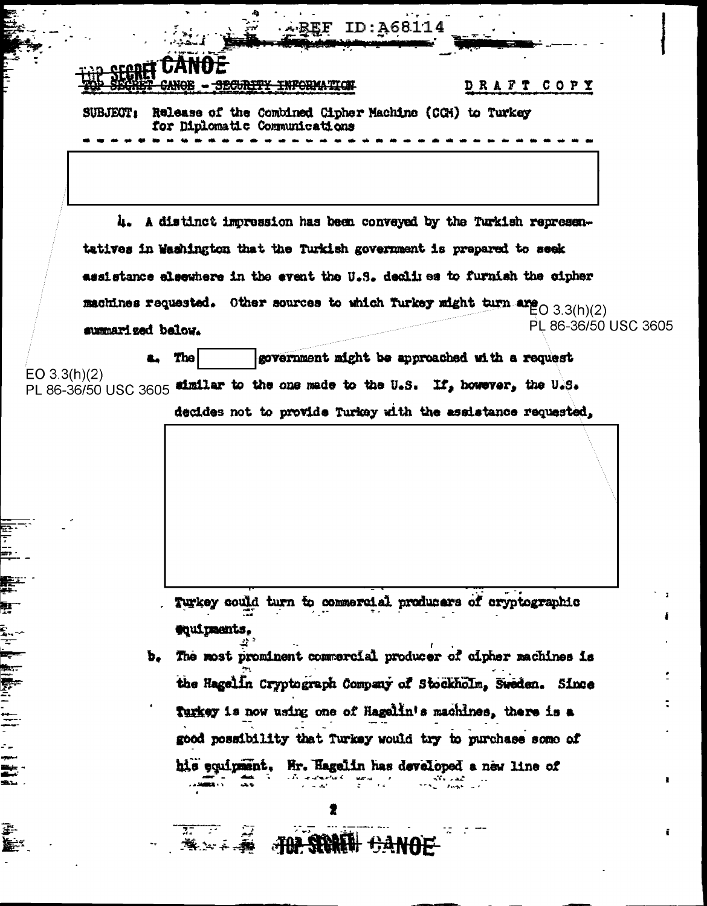TOP SECRET CANOE

~~TOP SECRET CANOE - SECURITY INFORMATION~~

DRAFT COPY

SUBJECT: Release of the Combined Cipher Machine (CCM) to Turkey for Diplomatic Communications

- - - - - - - - - - - - - - - - - - - - - - - - - - - - - - - - - -

4. A distinct impression has been conveyed by the Turkish representatives in Washington that the Turkish government is prepared to seek assistance elsewhere in the event the U.S. declines to furnish the cipher machines requested. Other sources to which Turkey might turn are summarized below.

EO 3.3(h)(2)
PL 86-36/50 USC 3605

a. The [ ] government might be approached with a request similar to the one made to the U.S. If, however, the U.S. decides not to provide Turkey with the assistance requested,

EO 3.3(h)(2)
PL 86-36/50 USC 3605

Turkey could turn to commercial producers of cryptographic equipments.

b. The most prominent commercial producer of cipher machines is the Hagelin Cryptograph Company of Stockholm, Sweden. Since Turkey is now using one of Hagelin's machines, there is a good possibility that Turkey would try to purchase some of his equipment. Mr. Hagelin has developed a new line of

TOP SECRET CANOE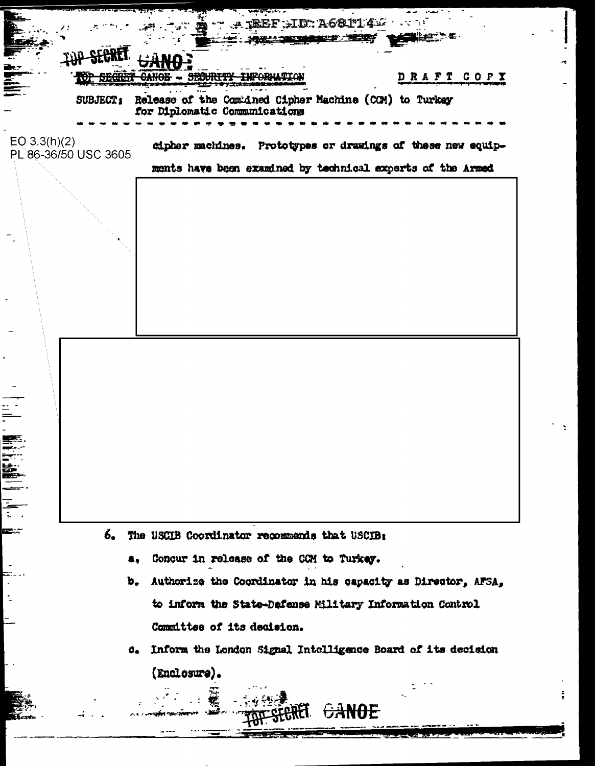REF ID: A68714

TOP SECRET CANOE

~~TOP SECRET CANOE - SECURITY INFORMATION~~ DRAFT COPY

SUBJECT: Release of the Combined Cipher Machine (CCM) to Turkey for Diplomatic Communications

EO 3.3(h)(2)
PL 86-36/50 USC 3605

cipher machines. Prototypes or drawings of these new equipments have been examined by technical experts of the Armed

6. The USCIB Coordinator recommends that USCIB:

 a. Concur in release of the CCM to Turkey.

 b. Authorize the Coordinator in his capacity as Director, AFSA, to inform the State-Defense Military Information Control Committee of its decision.

 c. Inform the London Signal Intelligence Board of its decision (Enclosure).

TOP SECRET CANOE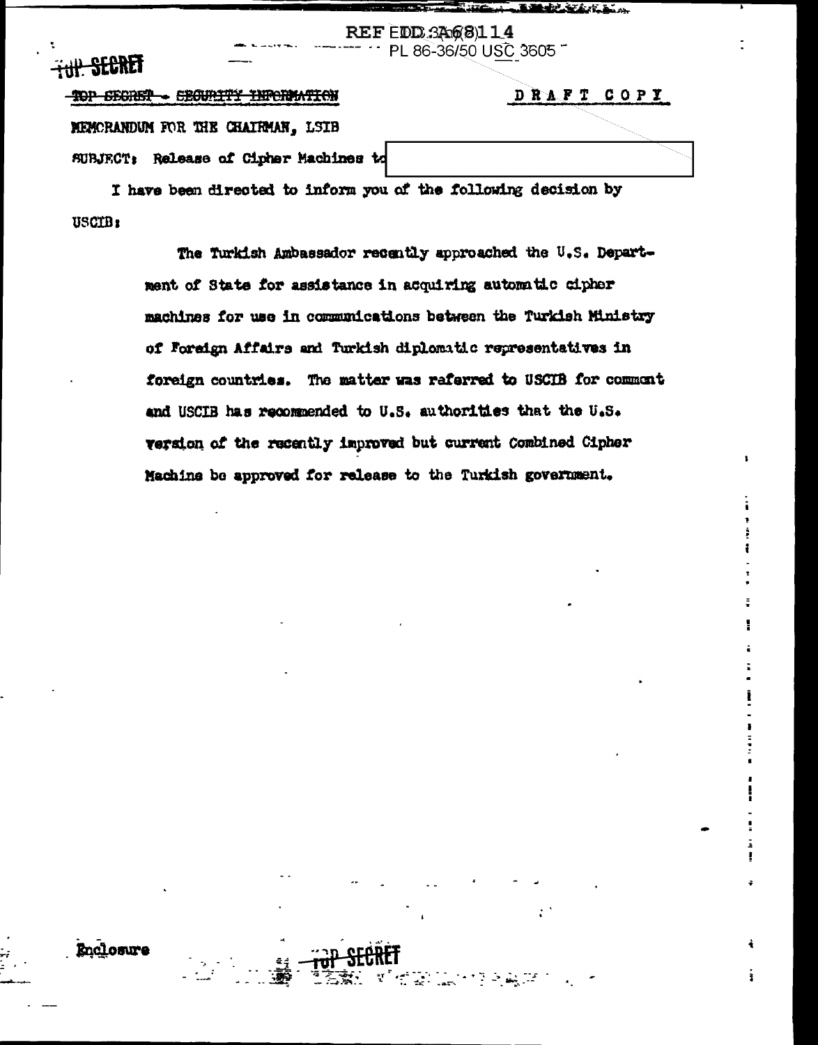REF ID:A68114
PL 86-36/50 USC 3605

TOP SECRET

~~TOP SECRET - SECURITY INFORMATION~~

DRAFT COPY

MEMORANDUM FOR THE CHAIRMAN, LSIB

SUBJECT: Release of Cipher Machines to [REDACTED]

I have been directed to inform you of the following decision by USCIB:

> The Turkish Ambassador recently approached the U.S. Department of State for assistance in acquiring automatic cipher machines for use in communications between the Turkish Ministry of Foreign Affairs and Turkish diplomatic representatives in foreign countries. The matter was referred to USCIB for comment and USCIB has recommended to U.S. authorities that the U.S. version of the recently improved but current Combined Cipher Machine be approved for release to the Turkish government.

Enclosure

TOP SECRET